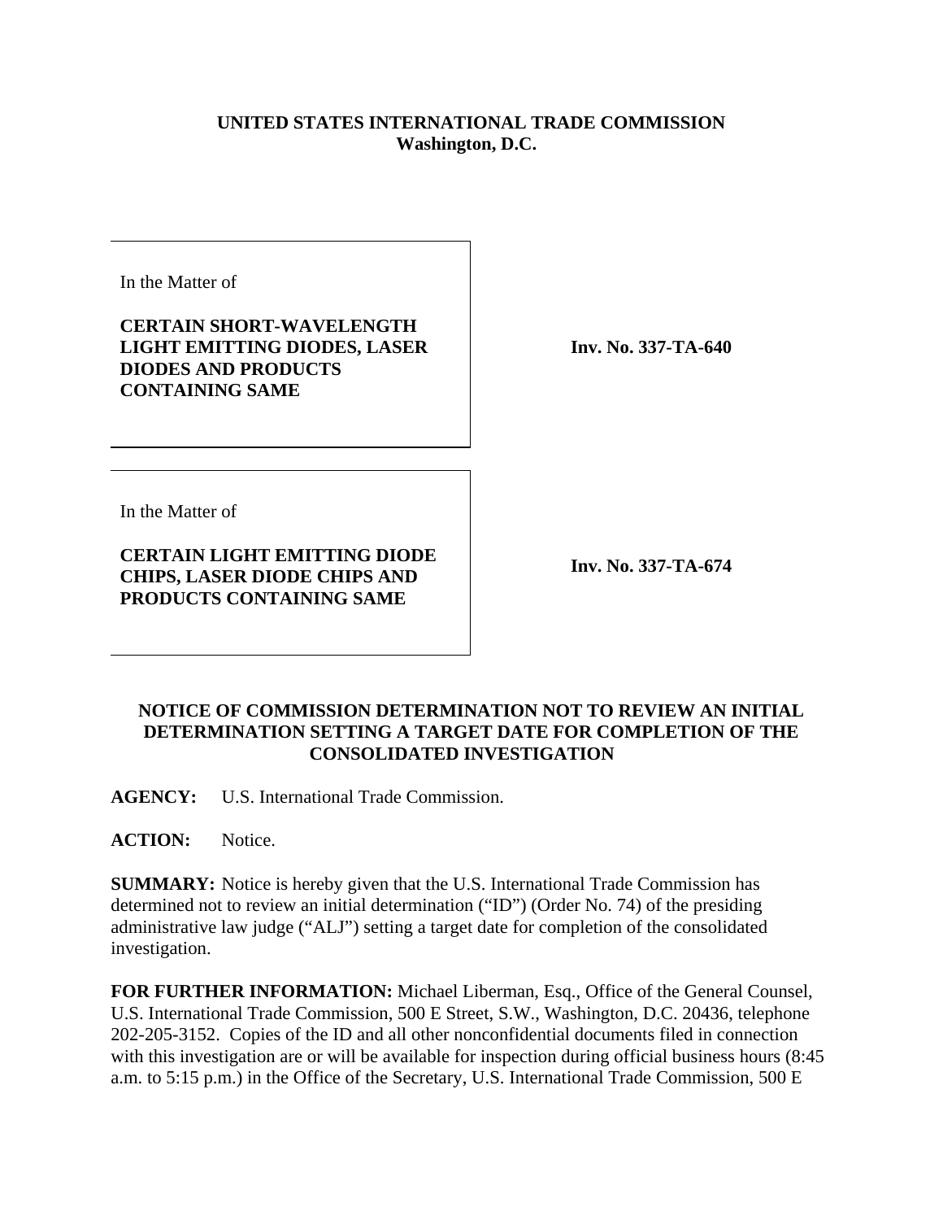**UNITED STATES INTERNATIONAL TRADE COMMISSION**
**Washington, D.C.**

| | |
|---|---|
| In the Matter of<br><br>**CERTAIN SHORT-WAVELENGTH LIGHT EMITTING DIODES, LASER DIODES AND PRODUCTS CONTAINING SAME** | **Inv. No. 337-TA-640** |
| In the Matter of<br><br>**CERTAIN LIGHT EMITTING DIODE CHIPS, LASER DIODE CHIPS AND PRODUCTS CONTAINING SAME** | **Inv. No. 337-TA-674** |

**NOTICE OF COMMISSION DETERMINATION NOT TO REVIEW AN INITIAL DETERMINATION SETTING A TARGET DATE FOR COMPLETION OF THE CONSOLIDATED INVESTIGATION**

**AGENCY:** U.S. International Trade Commission.

**ACTION:** Notice.

**SUMMARY:** Notice is hereby given that the U.S. International Trade Commission has determined not to review an initial determination ("ID") (Order No. 74) of the presiding administrative law judge ("ALJ") setting a target date for completion of the consolidated investigation.

**FOR FURTHER INFORMATION:** Michael Liberman, Esq., Office of the General Counsel, U.S. International Trade Commission, 500 E Street, S.W., Washington, D.C. 20436, telephone 202-205-3152. Copies of the ID and all other nonconfidential documents filed in connection with this investigation are or will be available for inspection during official business hours (8:45 a.m. to 5:15 p.m.) in the Office of the Secretary, U.S. International Trade Commission, 500 E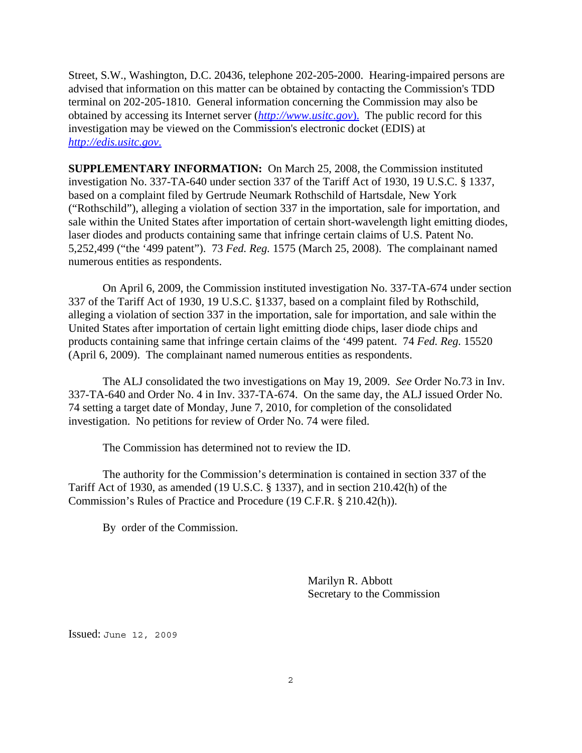Street, S.W., Washington, D.C. 20436, telephone 202-205-2000. Hearing-impaired persons are advised that information on this matter can be obtained by contacting the Commission's TDD terminal on 202-205-1810. General information concerning the Commission may also be obtained by accessing its Internet server (*http://www.usitc.gov*). The public record for this investigation may be viewed on the Commission's electronic docket (EDIS) at *http://edis.usitc.gov*.

**SUPPLEMENTARY INFORMATION:** On March 25, 2008, the Commission instituted investigation No. 337-TA-640 under section 337 of the Tariff Act of 1930, 19 U.S.C. § 1337, based on a complaint filed by Gertrude Neumark Rothschild of Hartsdale, New York ("Rothschild"), alleging a violation of section 337 in the importation, sale for importation, and sale within the United States after importation of certain short-wavelength light emitting diodes, laser diodes and products containing same that infringe certain claims of U.S. Patent No. 5,252,499 ("the '499 patent"). 73 *Fed. Reg.* 1575 (March 25, 2008). The complainant named numerous entities as respondents.

On April 6, 2009, the Commission instituted investigation No. 337-TA-674 under section 337 of the Tariff Act of 1930, 19 U.S.C. §1337, based on a complaint filed by Rothschild, alleging a violation of section 337 in the importation, sale for importation, and sale within the United States after importation of certain light emitting diode chips, laser diode chips and products containing same that infringe certain claims of the '499 patent. 74 *Fed. Reg.* 15520 (April 6, 2009). The complainant named numerous entities as respondents.

The ALJ consolidated the two investigations on May 19, 2009. *See* Order No.73 in Inv. 337-TA-640 and Order No. 4 in Inv. 337-TA-674. On the same day, the ALJ issued Order No. 74 setting a target date of Monday, June 7, 2010, for completion of the consolidated investigation. No petitions for review of Order No. 74 were filed.

The Commission has determined not to review the ID.

The authority for the Commission's determination is contained in section 337 of the Tariff Act of 1930, as amended (19 U.S.C. § 1337), and in section 210.42(h) of the Commission's Rules of Practice and Procedure (19 C.F.R. § 210.42(h)).

By order of the Commission.

Marilyn R. Abbott
Secretary to the Commission

Issued: June 12, 2009